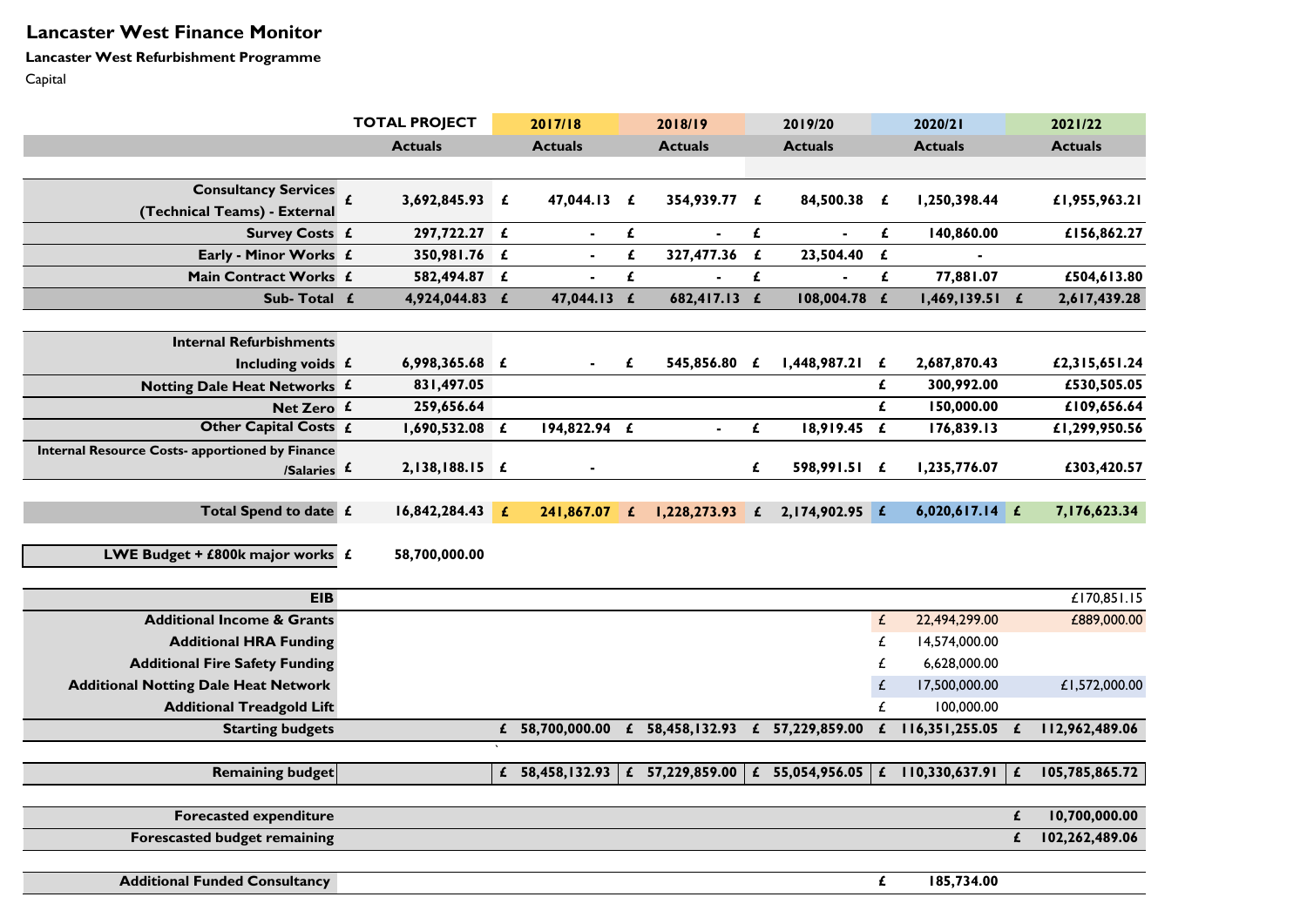# Lancaster West Finance Monitor

**Lancaster West Refurbishment Programme**

Capital

| | TOTAL PROJECT | 2017/18 | 2018/19 | 2019/20 | 2020/21 | 2021/22 |
|---|---|---|---|---|---|---|
| | **Actuals** | **Actuals** | **Actuals** | **Actuals** | **Actuals** | **Actuals** |
| **Consultancy Services (Technical Teams) - External** | £ 3,692,845.93 | £ 47,044.13 | £ 354,939.77 | £ 84,500.38 | £ 1,250,398.44 | £1,955,963.21 |
| **Survey Costs** | £ 297,722.27 | £ - | £ - | £ - | £ 140,860.00 | £156,862.27 |
| **Early - Minor Works** | £ 350,981.76 | £ - | £ 327,477.36 | £ 23,504.40 | £ - | |
| **Main Contract Works** | £ 582,494.87 | £ - | £ - | £ - | £ 77,881.07 | £504,613.80 |
| **Sub- Total** | £ 4,924,044.83 | £ 47,044.13 | £ 682,417.13 | £ 108,004.78 | £ 1,469,139.51 | £ 2,617,439.28 |
| **Internal Refurbishments Including voids** | £ 6,998,365.68 | £ - | £ 545,856.80 | £ 1,448,987.21 | £ 2,687,870.43 | £2,315,651.24 |
| **Notting Dale Heat Networks** | £ 831,497.05 | | | | £ 300,992.00 | £530,505.05 |
| **Net Zero** | £ 259,656.64 | | | | £ 150,000.00 | £109,656.64 |
| **Other Capital Costs** | £ 1,690,532.08 | £ 194,822.94 | £ - | £ 18,919.45 | £ 176,839.13 | £1,299,950.56 |
| **Internal Resource Costs- apportioned by Finance /Salaries** | £ 2,138,188.15 | £ - | | £ 598,991.51 | £ 1,235,776.07 | £303,420.57 |
| **Total Spend to date** | £ 16,842,284.43 | £ 241,867.07 | £ 1,228,273.93 | £ 2,174,902.95 | £ 6,020,617.14 | £ 7,176,623.34 |
| **LWE Budget + £800k major works** | £ 58,700,000.00 | | | | | |
| **EIB** | | | | | | £170,851.15 |
| **Additional Income & Grants** | | | | | £ 22,494,299.00 | £889,000.00 |
| **Additional HRA Funding** | | | | | £ 14,574,000.00 | |
| **Additional Fire Safety Funding** | | | | | £ 6,628,000.00 | |
| **Additional Notting Dale Heat Network** | | | | | £ 17,500,000.00 | £1,572,000.00 |
| **Additional Treadgold Lift** | | | | | £ 100,000.00 | |
| **Starting budgets** | | £ 58,700,000.00 | £ 58,458,132.93 | £ 57,229,859.00 | £ 116,351,255.05 | £ 112,962,489.06 |
| **Remaining budget** | | £ 58,458,132.93 | £ 57,229,859.00 | £ 55,054,956.05 | £ 110,330,637.91 | £ 105,785,865.72 |
| **Forecasted expenditure** | | | | | | £ 10,700,000.00 |
| **Forescasted budget remaining** | | | | | | £ 102,262,489.06 |
| **Additional Funded Consultancy** | | | | | £ 185,734.00 | |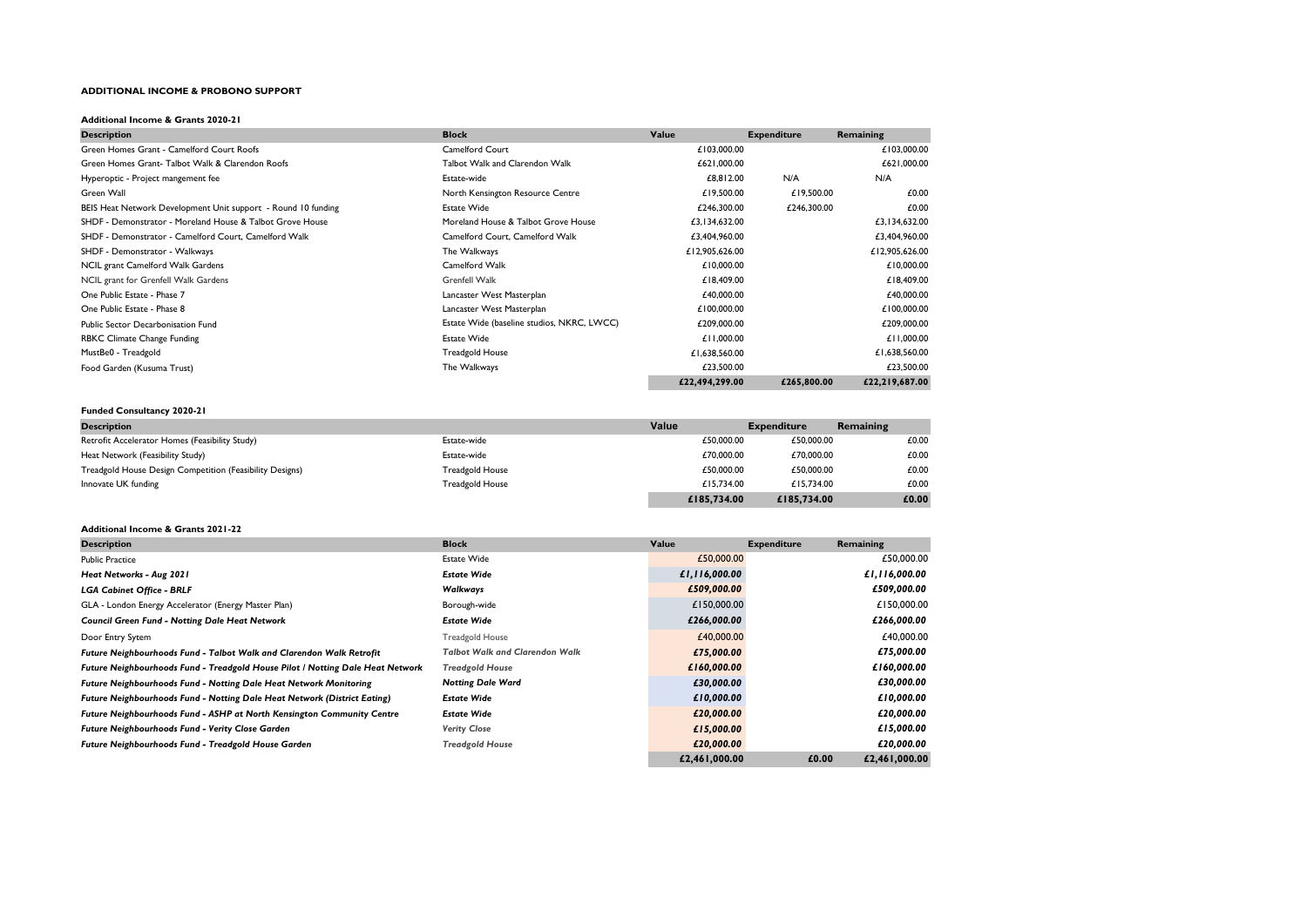**ADDITIONAL INCOME & PROBONO SUPPORT**

**Additional Income & Grants 2020-21**

| Description | Block | Value | Expenditure | Remaining |
|---|---|---|---|---|
| Green Homes Grant - Camelford Court Roofs | Camelford Court | £103,000.00 | | £103,000.00 |
| Green Homes Grant- Talbot Walk & Clarendon Roofs | Talbot Walk and Clarendon Walk | £621,000.00 | | £621,000.00 |
| Hyperoptic - Project mangement fee | Estate-wide | £8,812.00 | N/A | N/A |
| Green Wall | North Kensington Resource Centre | £19,500.00 | £19,500.00 | £0.00 |
| BEIS Heat Network Development Unit support - Round 10 funding | Estate Wide | £246,300.00 | £246,300.00 | £0.00 |
| SHDF - Demonstrator - Moreland House & Talbot Grove House | Moreland House & Talbot Grove House | £3,134,632.00 | | £3,134,632.00 |
| SHDF - Demonstrator - Camelford Court, Camelford Walk | Camelford Court, Camelford Walk | £3,404,960.00 | | £3,404,960.00 |
| SHDF - Demonstrator - Walkways | The Walkways | £12,905,626.00 | | £12,905,626.00 |
| NCIL grant Camelford Walk Gardens | Camelford Walk | £10,000.00 | | £10,000.00 |
| NCIL grant for Grenfell Walk Gardens | Grenfell Walk | £18,409.00 | | £18,409.00 |
| One Public Estate - Phase 7 | Lancaster West Masterplan | £40,000.00 | | £40,000.00 |
| One Public Estate - Phase 8 | Lancaster West Masterplan | £100,000.00 | | £100,000.00 |
| Public Sector Decarbonisation Fund | Estate Wide (baseline studios, NKRC, LWCC) | £209,000.00 | | £209,000.00 |
| RBKC Climate Change Funding | Estate Wide | £11,000.00 | | £11,000.00 |
| MustBe0 - Treadgold | Treadgold House | £1,638,560.00 | | £1,638,560.00 |
| Food Garden (Kusuma Trust) | The Walkways | £23,500.00 | | £23,500.00 |
| | | **£22,494,299.00** | **£265,800.00** | **£22,219,687.00** |

**Funded Consultancy 2020-21**

| Description | | Value | Expenditure | Remaining |
|---|---|---|---|---|
| Retrofit Accelerator Homes (Feasibility Study) | Estate-wide | £50,000.00 | £50,000.00 | £0.00 |
| Heat Network (Feasibility Study) | Estate-wide | £70,000.00 | £70,000.00 | £0.00 |
| Treadgold House Design Competition (Feasibility Designs) | Treadgold House | £50,000.00 | £50,000.00 | £0.00 |
| Innovate UK funding | Treadgold House | £15,734.00 | £15,734.00 | £0.00 |
| | | **£185,734.00** | **£185,734.00** | **£0.00** |

**Additional Income & Grants 2021-22**

| Description | Block | Value | Expenditure | Remaining |
|---|---|---|---|---|
| Public Practice | Estate Wide | £50,000.00 | | £50,000.00 |
| ***Heat Networks - Aug 2021*** | ***Estate Wide*** | ***£1,116,000.00*** | | ***£1,116,000.00*** |
| ***LGA Cabinet Office - BRLF*** | ***Walkways*** | ***£509,000.00*** | | ***£509,000.00*** |
| GLA - London Energy Accelerator (Energy Master Plan) | Borough-wide | £150,000.00 | | £150,000.00 |
| ***Council Green Fund - Notting Dale Heat Network*** | ***Estate Wide*** | ***£266,000.00*** | | ***£266,000.00*** |
| Door Entry Sytem | Treadgold House | £40,000.00 | | £40,000.00 |
| ***Future Neighbourhoods Fund - Talbot Walk and Clarendon Walk Retrofit*** | ***Talbot Walk and Clarendon Walk*** | ***£75,000.00*** | | ***£75,000.00*** |
| ***Future Neighbourhoods Fund - Treadgold House Pilot / Notting Dale Heat Network*** | ***Treadgold House*** | ***£160,000.00*** | | ***£160,000.00*** |
| ***Future Neighbourhoods Fund - Notting Dale Heat Network Monitoring*** | ***Notting Dale Ward*** | ***£30,000.00*** | | ***£30,000.00*** |
| ***Future Neighbourhoods Fund - Notting Dale Heat Network (District Eating)*** | ***Estate Wide*** | ***£10,000.00*** | | ***£10,000.00*** |
| ***Future Neighbourhoods Fund - ASHP at North Kensington Community Centre*** | ***Estate Wide*** | ***£20,000.00*** | | ***£20,000.00*** |
| ***Future Neighbourhoods Fund - Verity Close Garden*** | ***Verity Close*** | ***£15,000.00*** | | ***£15,000.00*** |
| ***Future Neighbourhoods Fund - Treadgold House Garden*** | ***Treadgold House*** | ***£20,000.00*** | | ***£20,000.00*** |
| | | **£2,461,000.00** | **£0.00** | **£2,461,000.00** |